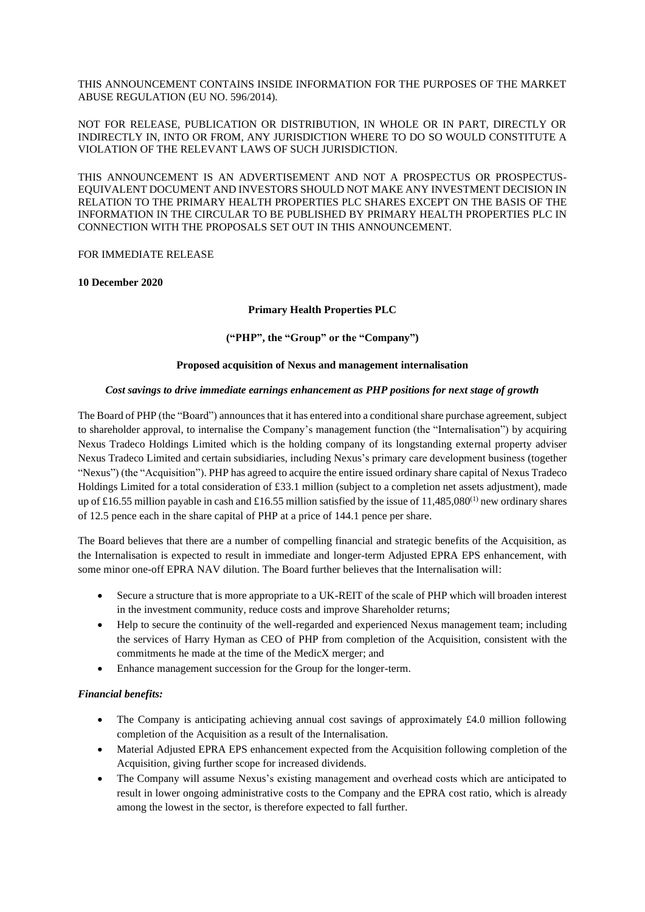THIS ANNOUNCEMENT CONTAINS INSIDE INFORMATION FOR THE PURPOSES OF THE MARKET ABUSE REGULATION (EU NO. 596/2014).

NOT FOR RELEASE, PUBLICATION OR DISTRIBUTION, IN WHOLE OR IN PART, DIRECTLY OR INDIRECTLY IN, INTO OR FROM, ANY JURISDICTION WHERE TO DO SO WOULD CONSTITUTE A VIOLATION OF THE RELEVANT LAWS OF SUCH JURISDICTION.

THIS ANNOUNCEMENT IS AN ADVERTISEMENT AND NOT A PROSPECTUS OR PROSPECTUS-EQUIVALENT DOCUMENT AND INVESTORS SHOULD NOT MAKE ANY INVESTMENT DECISION IN RELATION TO THE PRIMARY HEALTH PROPERTIES PLC SHARES EXCEPT ON THE BASIS OF THE INFORMATION IN THE CIRCULAR TO BE PUBLISHED BY PRIMARY HEALTH PROPERTIES PLC IN CONNECTION WITH THE PROPOSALS SET OUT IN THIS ANNOUNCEMENT.

FOR IMMEDIATE RELEASE

**10 December 2020**

**Primary Health Properties PLC**

**("PHP", the "Group" or the "Company")**

**Proposed acquisition of Nexus and management internalisation**

***Cost savings to drive immediate earnings enhancement as PHP positions for next stage of growth***

The Board of PHP (the "Board") announces that it has entered into a conditional share purchase agreement, subject to shareholder approval, to internalise the Company's management function (the "Internalisation") by acquiring Nexus Tradeco Holdings Limited which is the holding company of its longstanding external property adviser Nexus Tradeco Limited and certain subsidiaries, including Nexus's primary care development business (together "Nexus") (the "Acquisition"). PHP has agreed to acquire the entire issued ordinary share capital of Nexus Tradeco Holdings Limited for a total consideration of £33.1 million (subject to a completion net assets adjustment), made up of £16.55 million payable in cash and £16.55 million satisfied by the issue of 11,485,080[(1)] new ordinary shares of 12.5 pence each in the share capital of PHP at a price of 144.1 pence per share.

The Board believes that there are a number of compelling financial and strategic benefits of the Acquisition, as the Internalisation is expected to result in immediate and longer-term Adjusted EPRA EPS enhancement, with some minor one-off EPRA NAV dilution. The Board further believes that the Internalisation will:

- Secure a structure that is more appropriate to a UK-REIT of the scale of PHP which will broaden interest in the investment community, reduce costs and improve Shareholder returns;
- Help to secure the continuity of the well-regarded and experienced Nexus management team; including the services of Harry Hyman as CEO of PHP from completion of the Acquisition, consistent with the commitments he made at the time of the MedicX merger; and
- Enhance management succession for the Group for the longer-term.

***Financial benefits:***

- The Company is anticipating achieving annual cost savings of approximately £4.0 million following completion of the Acquisition as a result of the Internalisation.
- Material Adjusted EPRA EPS enhancement expected from the Acquisition following completion of the Acquisition, giving further scope for increased dividends.
- The Company will assume Nexus's existing management and overhead costs which are anticipated to result in lower ongoing administrative costs to the Company and the EPRA cost ratio, which is already among the lowest in the sector, is therefore expected to fall further.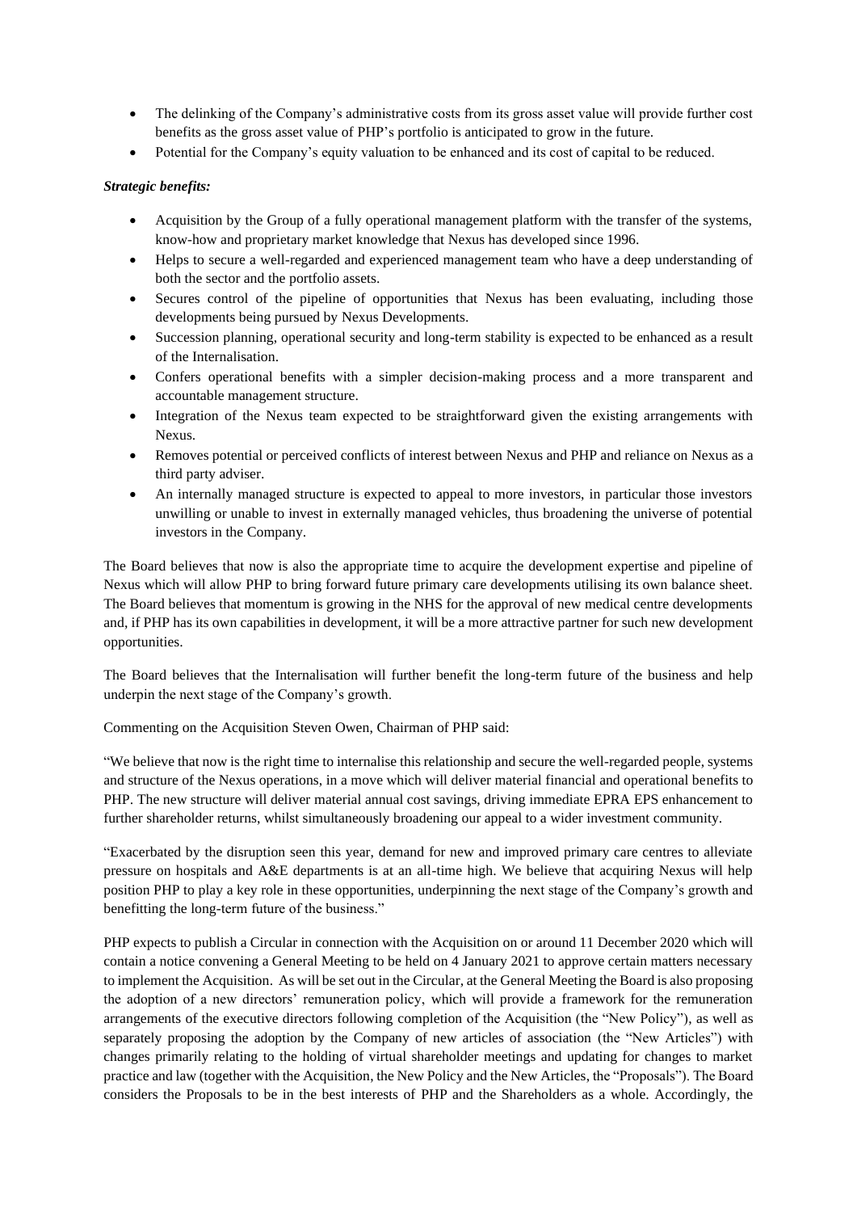- The delinking of the Company's administrative costs from its gross asset value will provide further cost benefits as the gross asset value of PHP's portfolio is anticipated to grow in the future.
- Potential for the Company's equity valuation to be enhanced and its cost of capital to be reduced.

***Strategic benefits:***

- Acquisition by the Group of a fully operational management platform with the transfer of the systems, know-how and proprietary market knowledge that Nexus has developed since 1996.
- Helps to secure a well-regarded and experienced management team who have a deep understanding of both the sector and the portfolio assets.
- Secures control of the pipeline of opportunities that Nexus has been evaluating, including those developments being pursued by Nexus Developments.
- Succession planning, operational security and long-term stability is expected to be enhanced as a result of the Internalisation.
- Confers operational benefits with a simpler decision-making process and a more transparent and accountable management structure.
- Integration of the Nexus team expected to be straightforward given the existing arrangements with Nexus.
- Removes potential or perceived conflicts of interest between Nexus and PHP and reliance on Nexus as a third party adviser.
- An internally managed structure is expected to appeal to more investors, in particular those investors unwilling or unable to invest in externally managed vehicles, thus broadening the universe of potential investors in the Company.

The Board believes that now is also the appropriate time to acquire the development expertise and pipeline of Nexus which will allow PHP to bring forward future primary care developments utilising its own balance sheet. The Board believes that momentum is growing in the NHS for the approval of new medical centre developments and, if PHP has its own capabilities in development, it will be a more attractive partner for such new development opportunities.

The Board believes that the Internalisation will further benefit the long-term future of the business and help underpin the next stage of the Company's growth.

Commenting on the Acquisition Steven Owen, Chairman of PHP said:

"We believe that now is the right time to internalise this relationship and secure the well-regarded people, systems and structure of the Nexus operations, in a move which will deliver material financial and operational benefits to PHP. The new structure will deliver material annual cost savings, driving immediate EPRA EPS enhancement to further shareholder returns, whilst simultaneously broadening our appeal to a wider investment community.

"Exacerbated by the disruption seen this year, demand for new and improved primary care centres to alleviate pressure on hospitals and A&E departments is at an all-time high. We believe that acquiring Nexus will help position PHP to play a key role in these opportunities, underpinning the next stage of the Company's growth and benefitting the long-term future of the business."

PHP expects to publish a Circular in connection with the Acquisition on or around 11 December 2020 which will contain a notice convening a General Meeting to be held on 4 January 2021 to approve certain matters necessary to implement the Acquisition. As will be set out in the Circular, at the General Meeting the Board is also proposing the adoption of a new directors' remuneration policy, which will provide a framework for the remuneration arrangements of the executive directors following completion of the Acquisition (the "New Policy"), as well as separately proposing the adoption by the Company of new articles of association (the "New Articles") with changes primarily relating to the holding of virtual shareholder meetings and updating for changes to market practice and law (together with the Acquisition, the New Policy and the New Articles, the "Proposals"). The Board considers the Proposals to be in the best interests of PHP and the Shareholders as a whole. Accordingly, the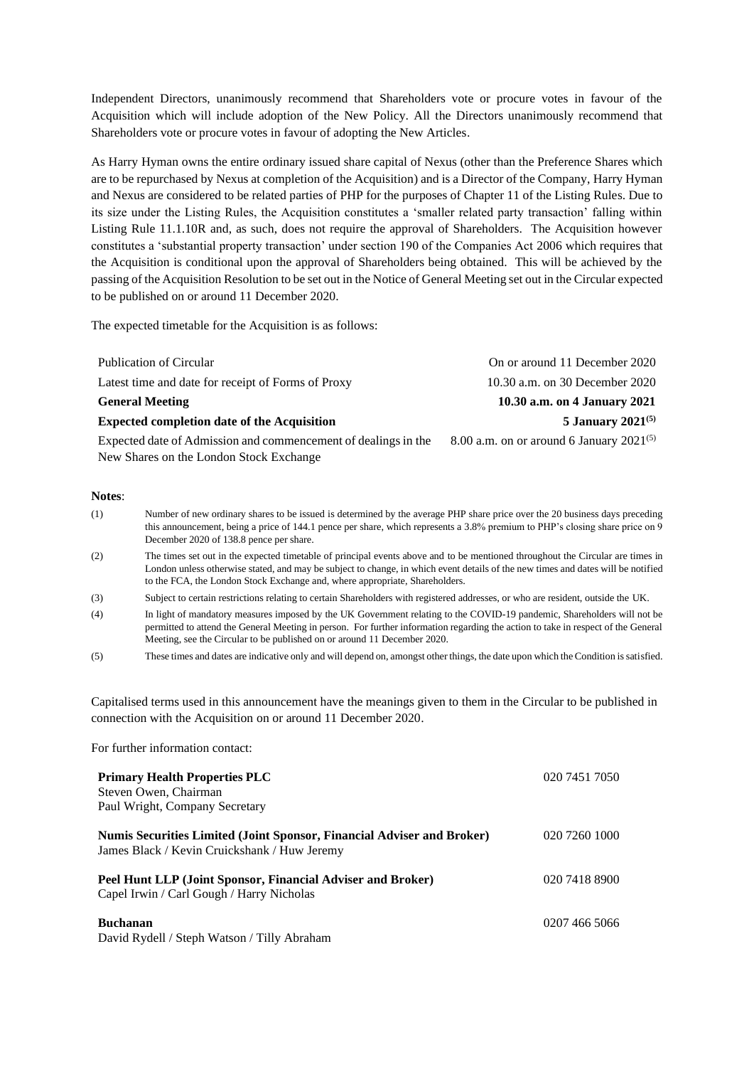Independent Directors, unanimously recommend that Shareholders vote or procure votes in favour of the Acquisition which will include adoption of the New Policy. All the Directors unanimously recommend that Shareholders vote or procure votes in favour of adopting the New Articles.

As Harry Hyman owns the entire ordinary issued share capital of Nexus (other than the Preference Shares which are to be repurchased by Nexus at completion of the Acquisition) and is a Director of the Company, Harry Hyman and Nexus are considered to be related parties of PHP for the purposes of Chapter 11 of the Listing Rules. Due to its size under the Listing Rules, the Acquisition constitutes a 'smaller related party transaction' falling within Listing Rule 11.1.10R and, as such, does not require the approval of Shareholders. The Acquisition however constitutes a 'substantial property transaction' under section 190 of the Companies Act 2006 which requires that the Acquisition is conditional upon the approval of Shareholders being obtained. This will be achieved by the passing of the Acquisition Resolution to be set out in the Notice of General Meeting set out in the Circular expected to be published on or around 11 December 2020.

The expected timetable for the Acquisition is as follows:

| | |
|---|---|
| Publication of Circular | On or around 11 December 2020 |
| Latest time and date for receipt of Forms of Proxy | 10.30 a.m. on 30 December 2020 |
| **General Meeting** | **10.30 a.m. on 4 January 2021** |
| **Expected completion date of the Acquisition** | **5 January 2021(5)** |
| Expected date of Admission and commencement of dealings in the New Shares on the London Stock Exchange | 8.00 a.m. on or around 6 January 2021(5) |

**Notes**:

(1) Number of new ordinary shares to be issued is determined by the average PHP share price over the 20 business days preceding this announcement, being a price of 144.1 pence per share, which represents a 3.8% premium to PHP's closing share price on 9 December 2020 of 138.8 pence per share.

(2) The times set out in the expected timetable of principal events above and to be mentioned throughout the Circular are times in London unless otherwise stated, and may be subject to change, in which event details of the new times and dates will be notified to the FCA, the London Stock Exchange and, where appropriate, Shareholders.

(3) Subject to certain restrictions relating to certain Shareholders with registered addresses, or who are resident, outside the UK.

(4) In light of mandatory measures imposed by the UK Government relating to the COVID-19 pandemic, Shareholders will not be permitted to attend the General Meeting in person. For further information regarding the action to take in respect of the General Meeting, see the Circular to be published on or around 11 December 2020.

(5) These times and dates are indicative only and will depend on, amongst other things, the date upon which the Condition is satisfied.

Capitalised terms used in this announcement have the meanings given to them in the Circular to be published in connection with the Acquisition on or around 11 December 2020.

For further information contact:

| | |
|---|---|
| **Primary Health Properties PLC**<br>Steven Owen, Chairman<br>Paul Wright, Company Secretary | 020 7451 7050 |
| **Numis Securities Limited (Joint Sponsor, Financial Adviser and Broker)**<br>James Black / Kevin Cruickshank / Huw Jeremy | 020 7260 1000 |
| **Peel Hunt LLP (Joint Sponsor, Financial Adviser and Broker)**<br>Capel Irwin / Carl Gough / Harry Nicholas | 020 7418 8900 |
| **Buchanan**<br>David Rydell / Steph Watson / Tilly Abraham | 0207 466 5066 |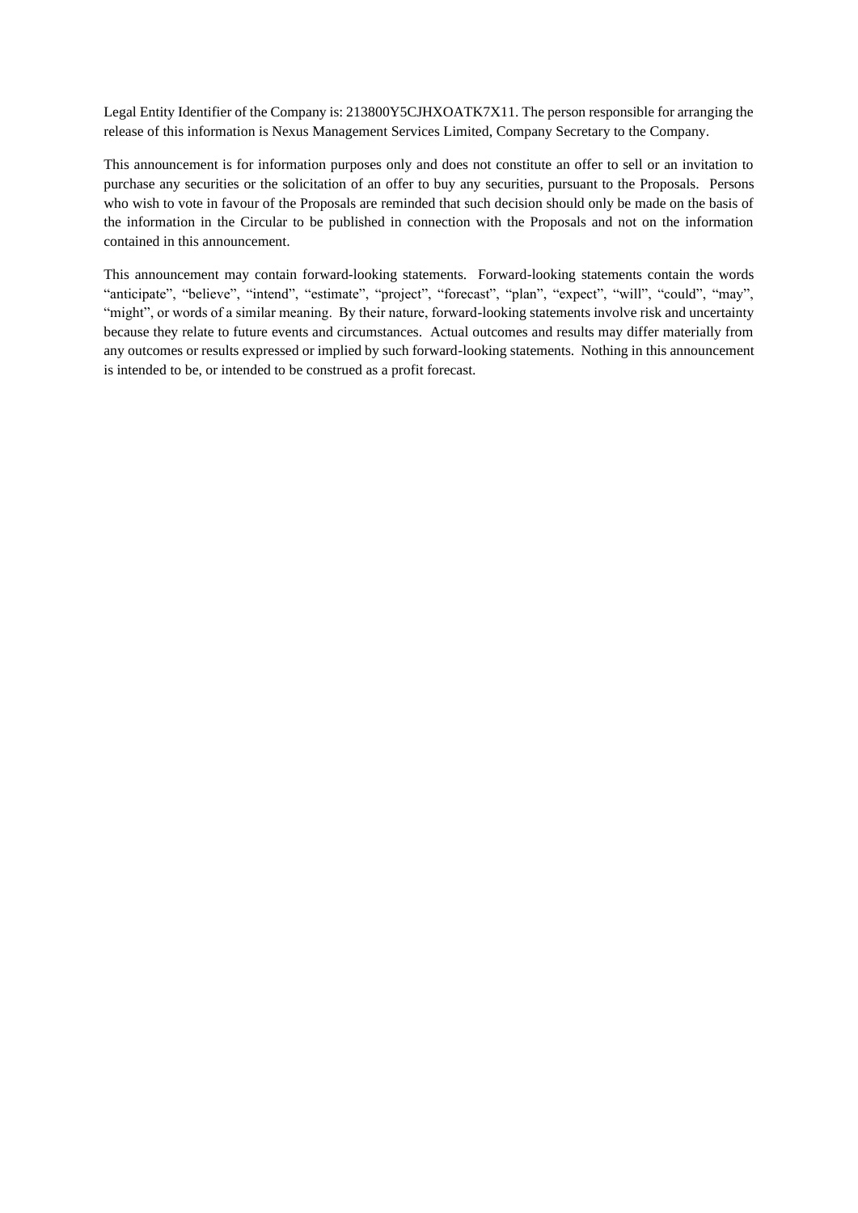Legal Entity Identifier of the Company is: 213800Y5CJHXOATK7X11. The person responsible for arranging the release of this information is Nexus Management Services Limited, Company Secretary to the Company.

This announcement is for information purposes only and does not constitute an offer to sell or an invitation to purchase any securities or the solicitation of an offer to buy any securities, pursuant to the Proposals. Persons who wish to vote in favour of the Proposals are reminded that such decision should only be made on the basis of the information in the Circular to be published in connection with the Proposals and not on the information contained in this announcement.

This announcement may contain forward-looking statements. Forward-looking statements contain the words "anticipate", "believe", "intend", "estimate", "project", "forecast", "plan", "expect", "will", "could", "may", "might", or words of a similar meaning. By their nature, forward-looking statements involve risk and uncertainty because they relate to future events and circumstances. Actual outcomes and results may differ materially from any outcomes or results expressed or implied by such forward-looking statements. Nothing in this announcement is intended to be, or intended to be construed as a profit forecast.